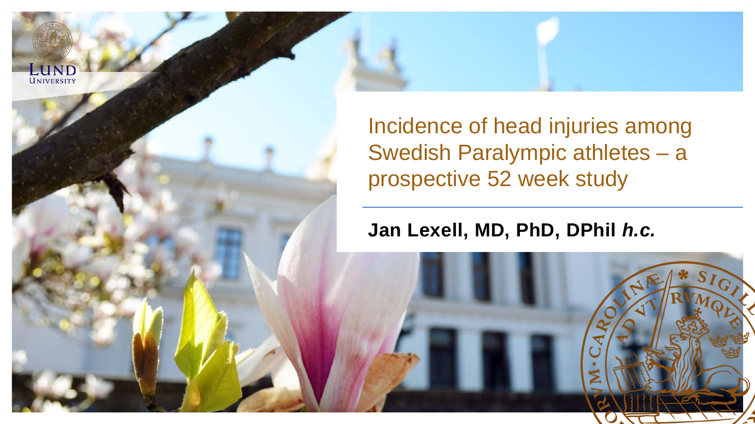# Incidence of head injuries among Swedish Paralympic athletes – a prospective 52 week study

**Jan Lexell, MD, PhD, DPhil *h.c.***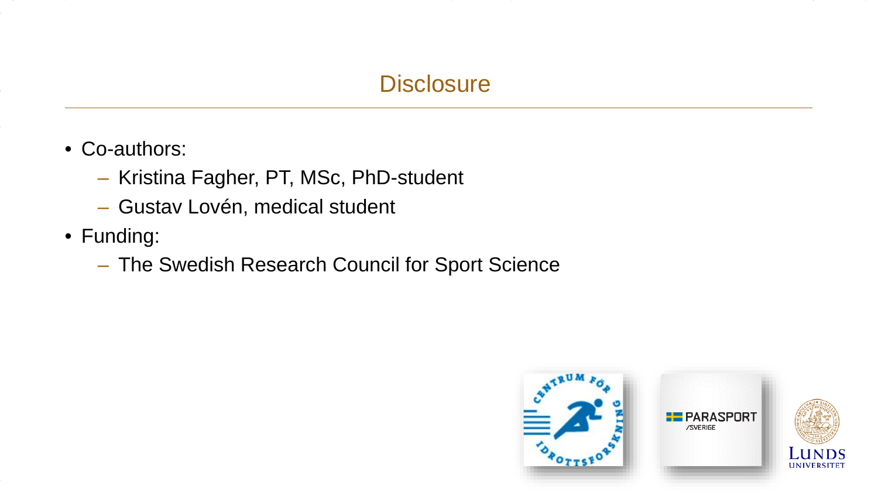# Disclosure

- Co-authors:
  - Kristina Fagher, PT, MSc, PhD-student
  - Gustav Lovén, medical student
- Funding:
  - The Swedish Research Council for Sport Science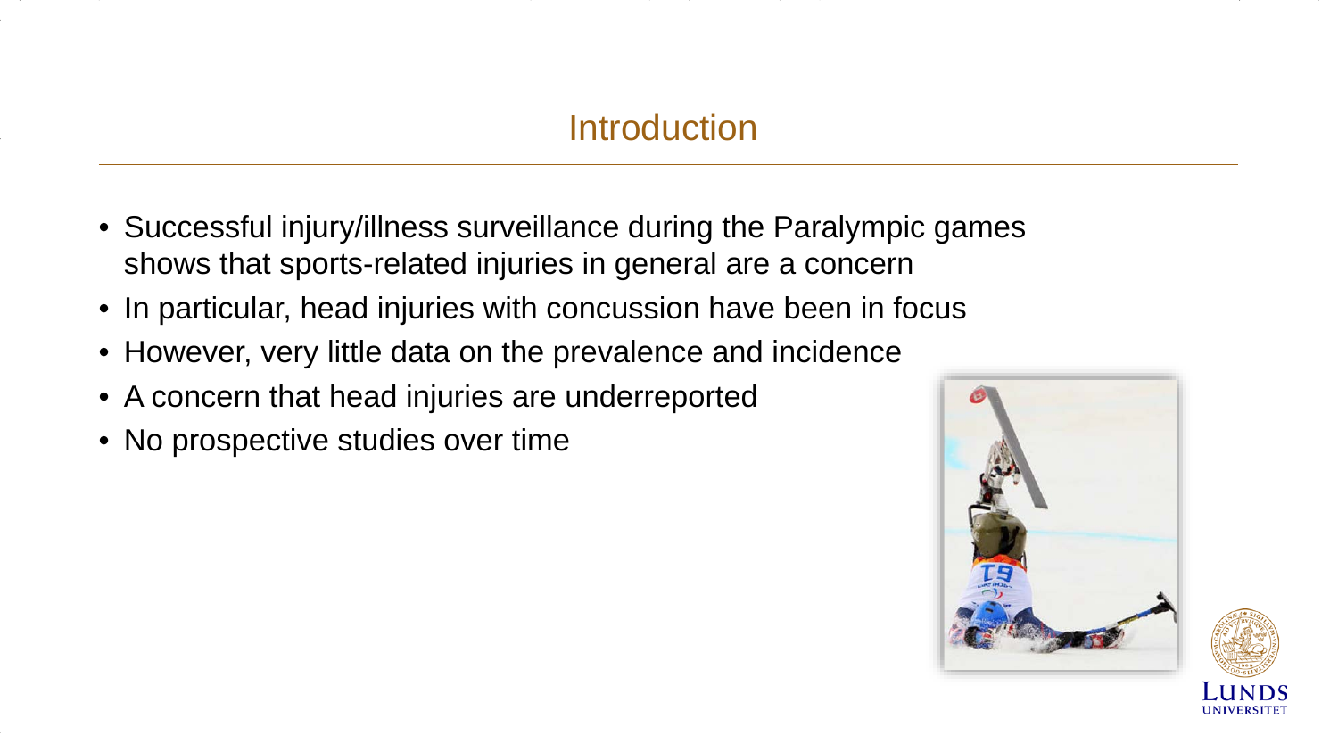# Introduction

- Successful injury/illness surveillance during the Paralympic games shows that sports-related injuries in general are a concern
- In particular, head injuries with concussion have been in focus
- However, very little data on the prevalence and incidence
- A concern that head injuries are underreported
- No prospective studies over time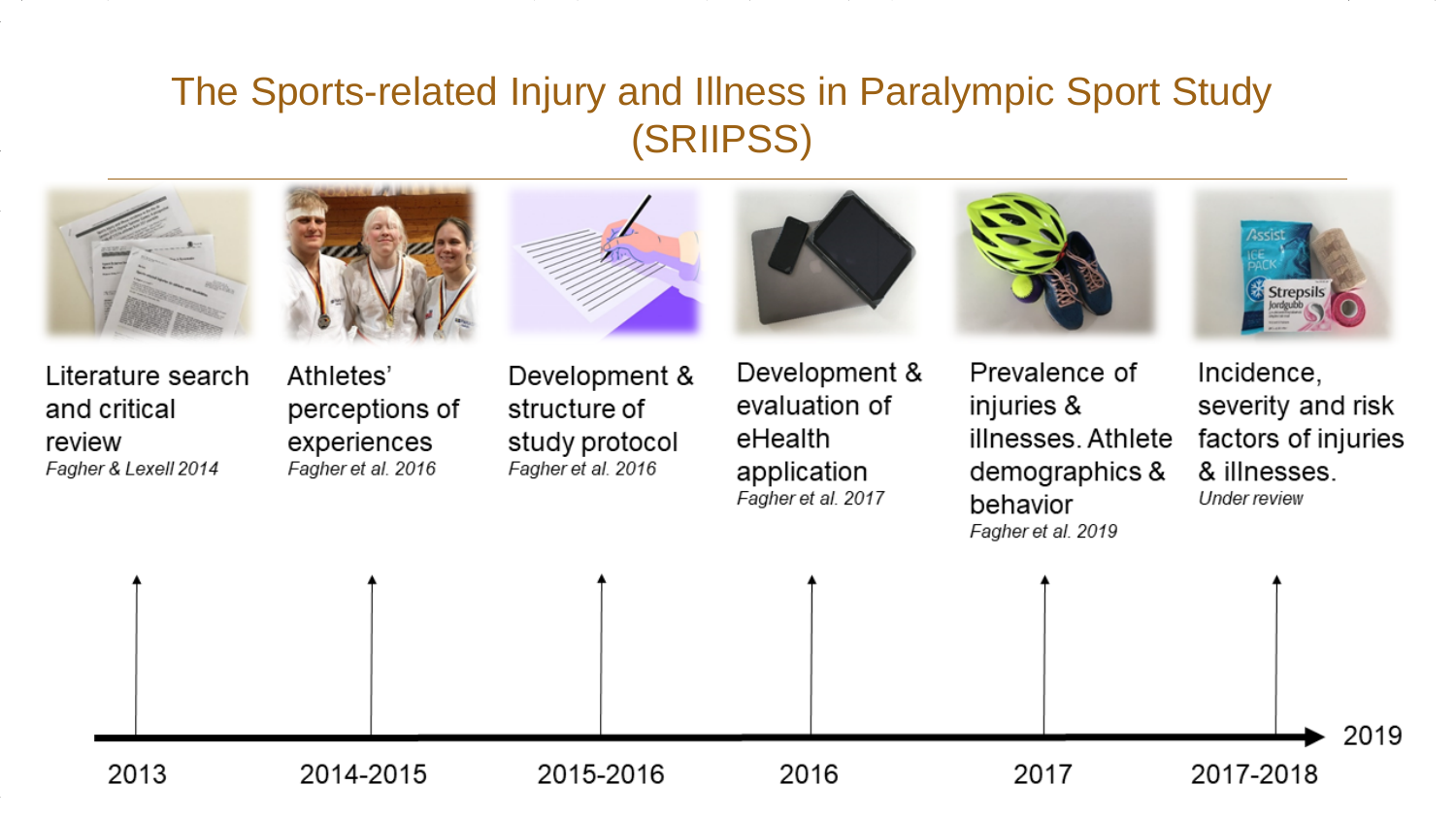# The Sports-related Injury and Illness in Paralympic Sport Study (SRIIPSS)

| 2013 | 2014-2015 | 2015-2016 | 2016 | 2017 | 2017-2018 |
|---|---|---|---|---|---|
| Literature search and critical review *Fagher & Lexell 2014* | Athletes' perceptions of experiences *Fagher et al. 2016* | Development & structure of study protocol *Fagher et al. 2016* | Development & evaluation of eHealth application *Fagher et al. 2017* | Prevalence of injuries & illnesses. Athlete demographics & behavior *Fagher et al. 2019* | Incidence, severity and risk factors of injuries & illnesses. *Under review* |

2019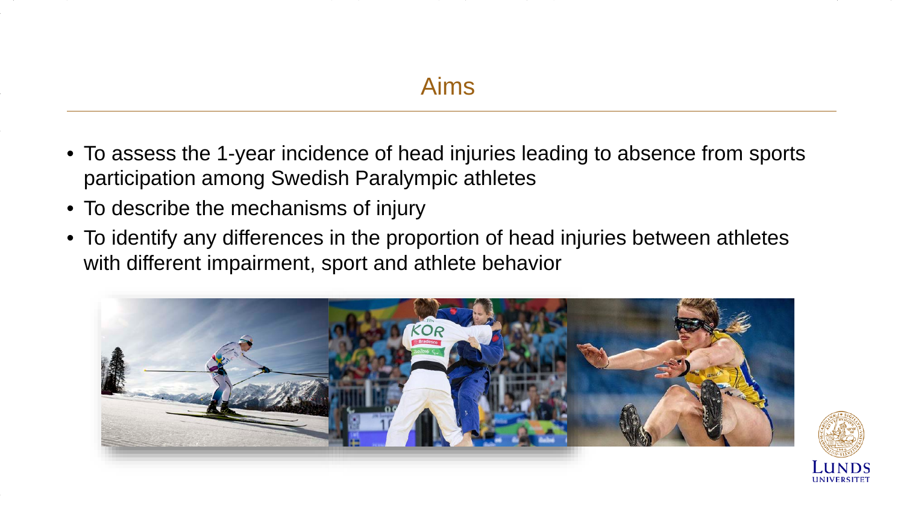# Aims

- To assess the 1-year incidence of head injuries leading to absence from sports participation among Swedish Paralympic athletes
- To describe the mechanisms of injury
- To identify any differences in the proportion of head injuries between athletes with different impairment, sport and athlete behavior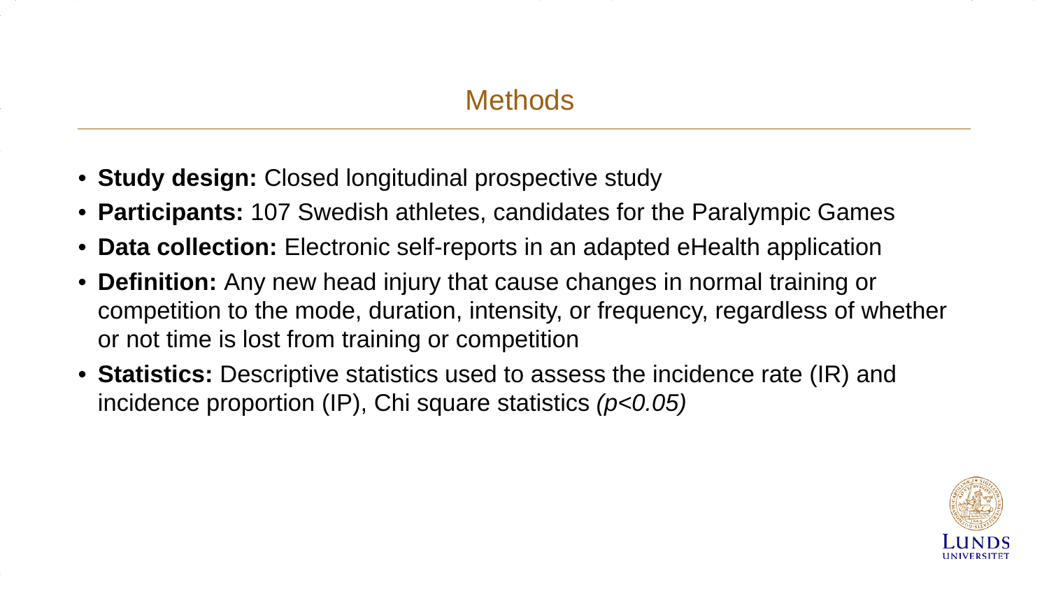# Methods

- **Study design:** Closed longitudinal prospective study
- **Participants:** 107 Swedish athletes, candidates for the Paralympic Games
- **Data collection:** Electronic self-reports in an adapted eHealth application
- **Definition:** Any new head injury that cause changes in normal training or competition to the mode, duration, intensity, or frequency, regardless of whether or not time is lost from training or competition
- **Statistics:** Descriptive statistics used to assess the incidence rate (IR) and incidence proportion (IP), Chi square statistics *($p<0.05$)*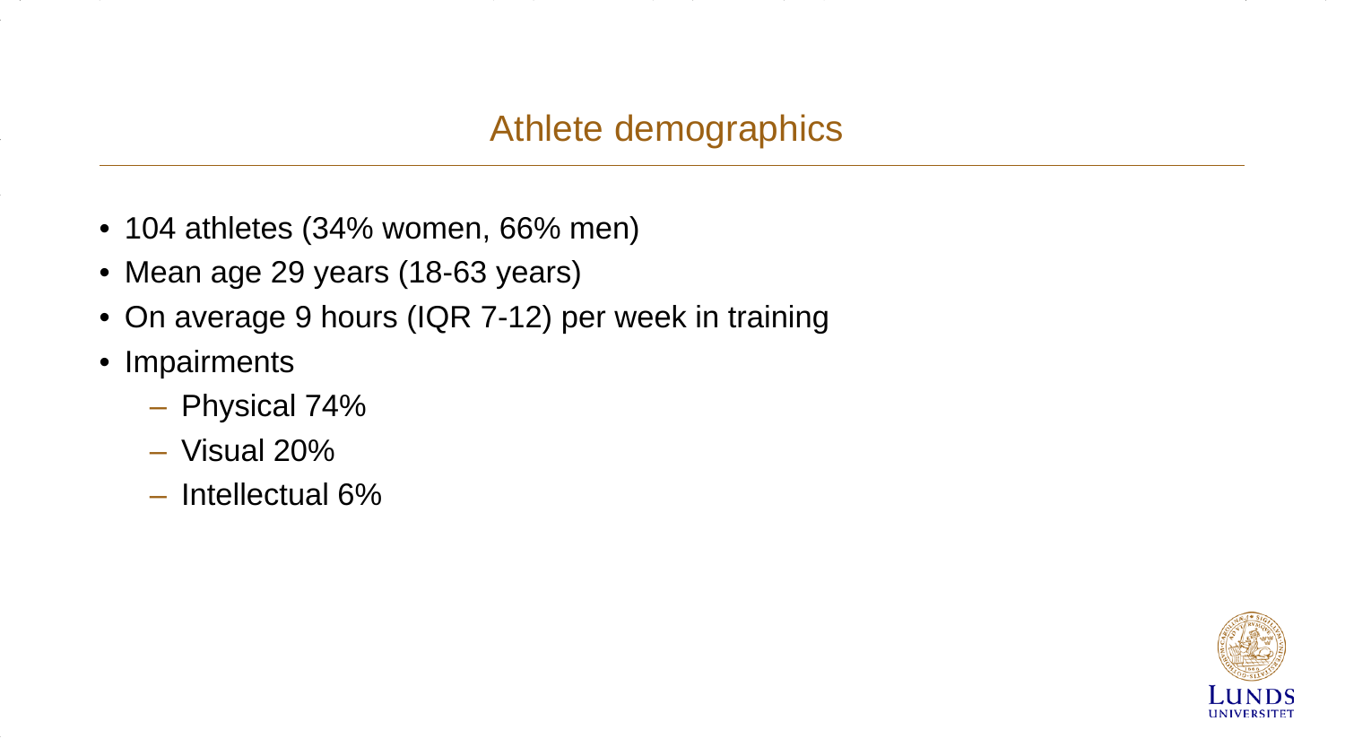## Athlete demographics

- 104 athletes (34% women, 66% men)
- Mean age 29 years (18-63 years)
- On average 9 hours (IQR 7-12) per week in training
- Impairments
  - Physical 74%
  - Visual 20%
  - Intellectual 6%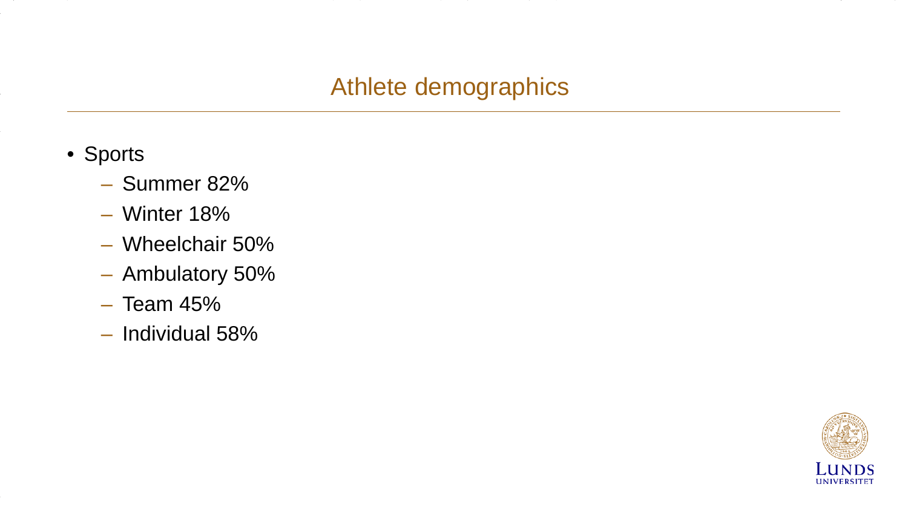# Athlete demographics

- Sports
  - Summer 82%
  - Winter 18%
  - Wheelchair 50%
  - Ambulatory 50%
  - Team 45%
  - Individual 58%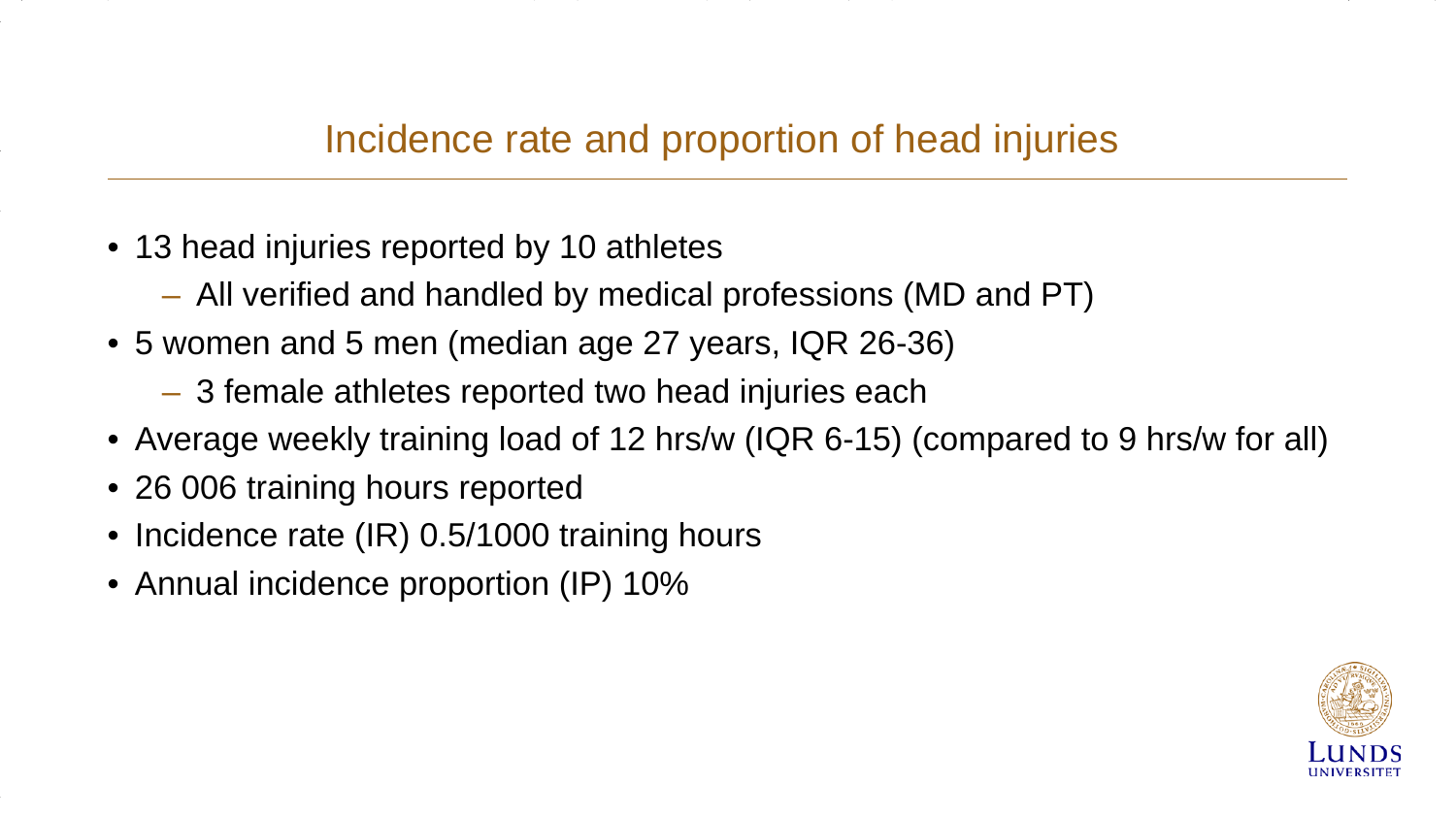## Incidence rate and proportion of head injuries

- 13 head injuries reported by 10 athletes
  - All verified and handled by medical professions (MD and PT)
- 5 women and 5 men (median age 27 years, IQR 26-36)
  - 3 female athletes reported two head injuries each
- Average weekly training load of 12 hrs/w (IQR 6-15) (compared to 9 hrs/w for all)
- 26 006 training hours reported
- Incidence rate (IR) 0.5/1000 training hours
- Annual incidence proportion (IP) 10%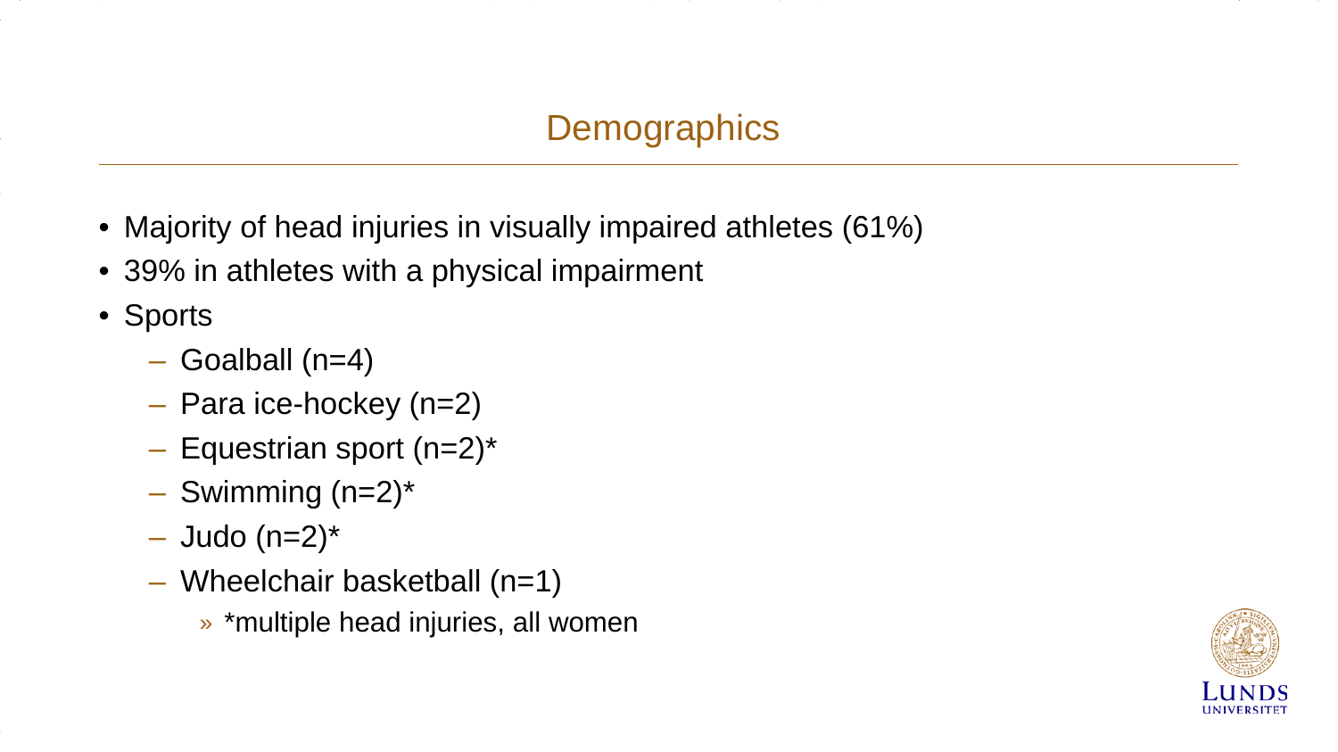# Demographics

- Majority of head injuries in visually impaired athletes (61%)
- 39% in athletes with a physical impairment
- Sports
  - Goalball (n=4)
  - Para ice-hockey (n=2)
  - Equestrian sport (n=2)*
  - Swimming (n=2)*
  - Judo (n=2)*
  - Wheelchair basketball (n=1)
    - *multiple head injuries, all women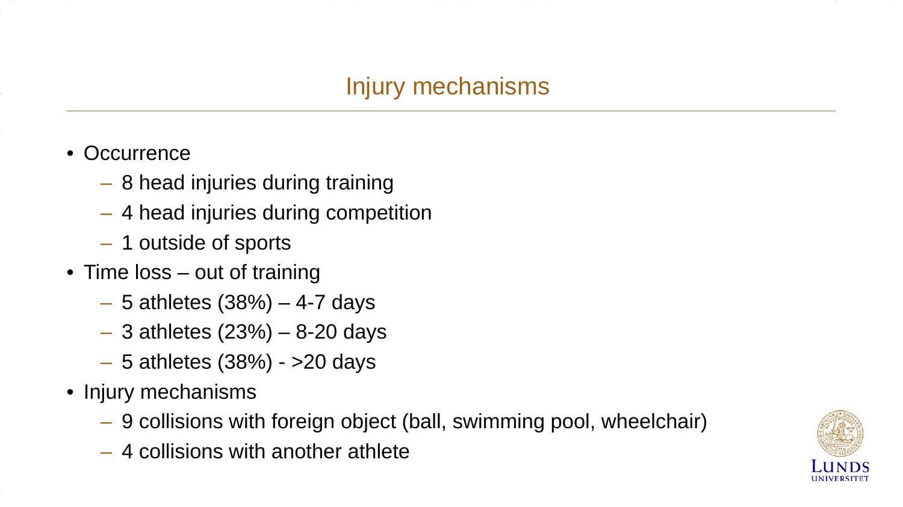# Injury mechanisms

- Occurrence
  - 8 head injuries during training
  - 4 head injuries during competition
  - 1 outside of sports
- Time loss – out of training
  - 5 athletes (38%) – 4-7 days
  - 3 athletes (23%) – 8-20 days
  - 5 athletes (38%) - >20 days
- Injury mechanisms
  - 9 collisions with foreign object (ball, swimming pool, wheelchair)
  - 4 collisions with another athlete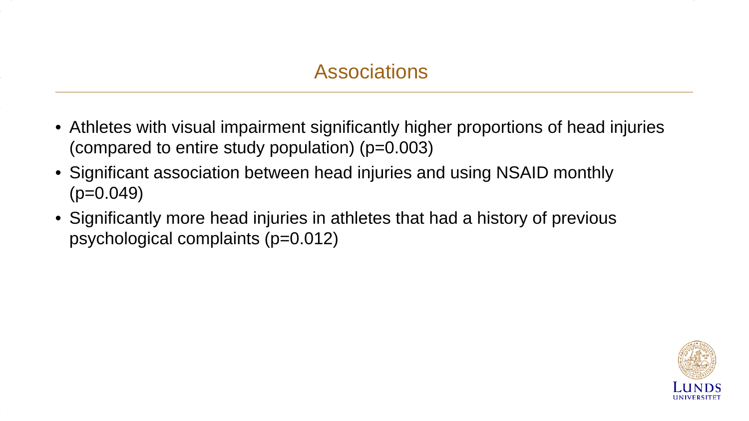# Associations

- Athletes with visual impairment significantly higher proportions of head injuries (compared to entire study population) ($p=0.003$)
- Significant association between head injuries and using NSAID monthly ($p=0.049$)
- Significantly more head injuries in athletes that had a history of previous psychological complaints ($p=0.012$)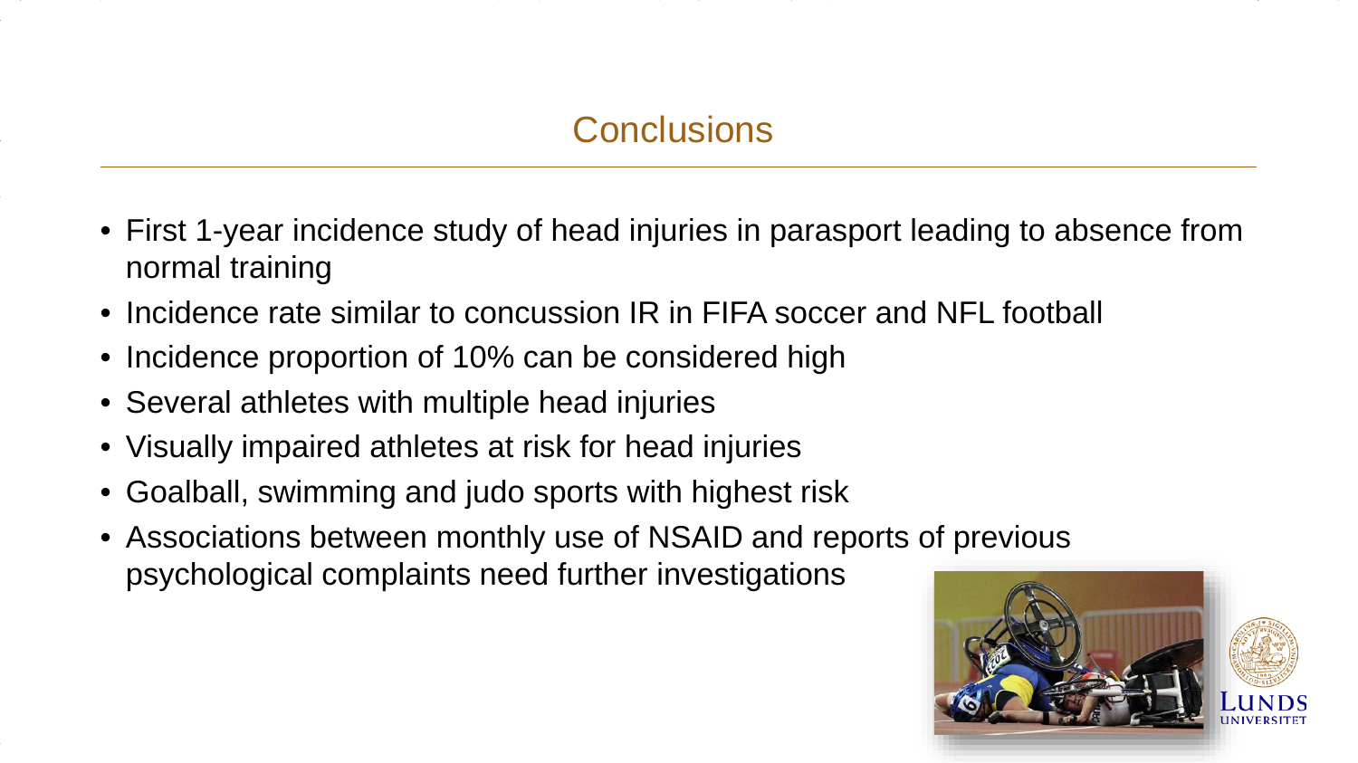# Conclusions

- First 1-year incidence study of head injuries in parasport leading to absence from normal training
- Incidence rate similar to concussion IR in FIFA soccer and NFL football
- Incidence proportion of 10% can be considered high
- Several athletes with multiple head injuries
- Visually impaired athletes at risk for head injuries
- Goalball, swimming and judo sports with highest risk
- Associations between monthly use of NSAID and reports of previous psychological complaints need further investigations